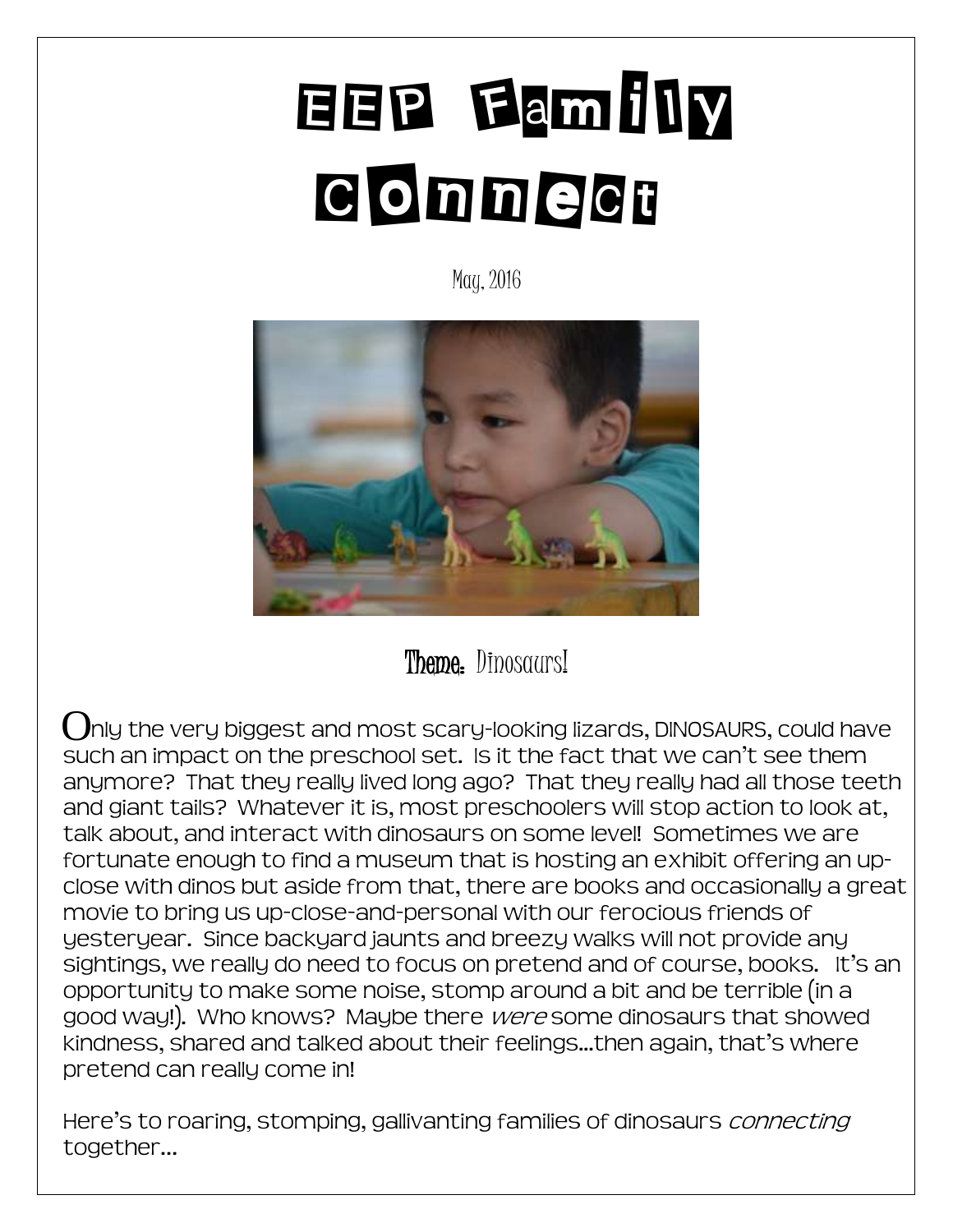# EEP Family Connect

May, 2016

## Theme: Dinosaurs!

Only the very biggest and most scary-looking lizards, DINOSAURS, could have such an impact on the preschool set. Is it the fact that we can't see them anymore? That they really lived long ago? That they really had all those teeth and giant tails? Whatever it is, most preschoolers will stop action to look at, talk about, and interact with dinosaurs on some level! Sometimes we are fortunate enough to find a museum that is hosting an exhibit offering an up-close with dinos but aside from that, there are books and occasionally a great movie to bring us up-close-and-personal with our ferocious friends of yesteryear. Since backyard jaunts and breezy walks will not provide any sightings, we really do need to focus on pretend and of course, books. It's an opportunity to make some noise, stomp around a bit and be terrible (in a good way!). Who knows? Maybe there *were* some dinosaurs that showed kindness, shared and talked about their feelings…then again, that's where pretend can really come in!

Here's to roaring, stomping, gallivanting families of dinosaurs *connecting* together…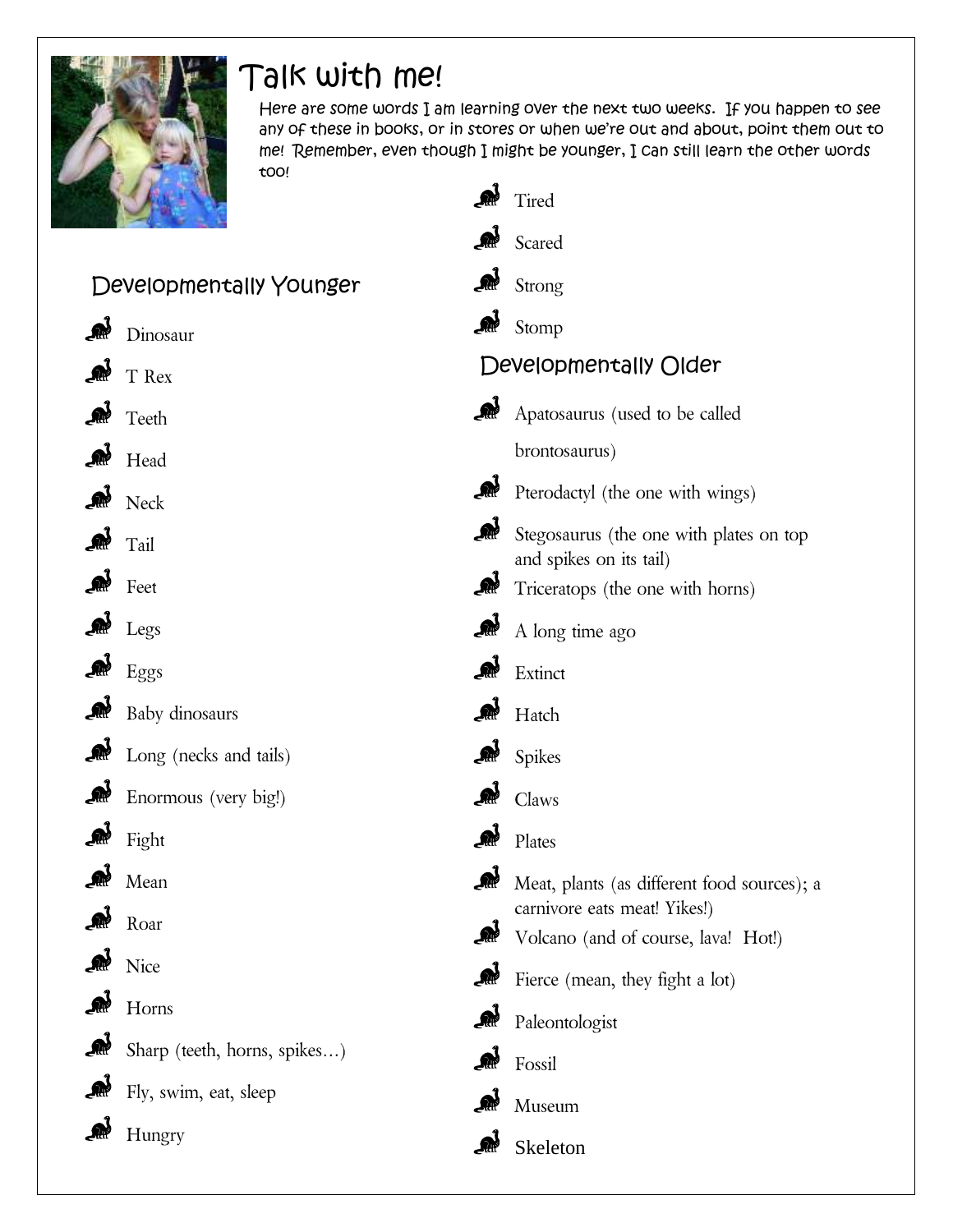# Talk with me!

Here are some words I am learning over the next two weeks. If you happen to see any of these in books, or in stores or when we're out and about, point them out to me! Remember, even though I might be younger, I can still learn the other words too!

## Developmentally Younger

- Dinosaur
- T Rex
- Teeth
- Head
- Neck
- Tail
- Feet
- Legs
- Eggs
- Baby dinosaurs
- Long (necks and tails)
- Enormous (very big!)
- Fight
- Mean
- Roar
- Nice
- Horns
- Sharp (teeth, horns, spikes…)
- Fly, swim, eat, sleep
- Hungry
- Tired
- Scared
- Strong
- Stomp

## Developmentally Older

- Apatosaurus (used to be called brontosaurus)
- Pterodactyl (the one with wings)
- Stegosaurus (the one with plates on top and spikes on its tail)
- Triceratops (the one with horns)
- A long time ago
- Extinct
- Hatch
- Spikes
- Claws
- Plates
- Meat, plants (as different food sources); a carnivore eats meat! Yikes!)
- Volcano (and of course, lava! Hot!)
- Fierce (mean, they fight a lot)
- Paleontologist
- Fossil
- Museum
- Skeleton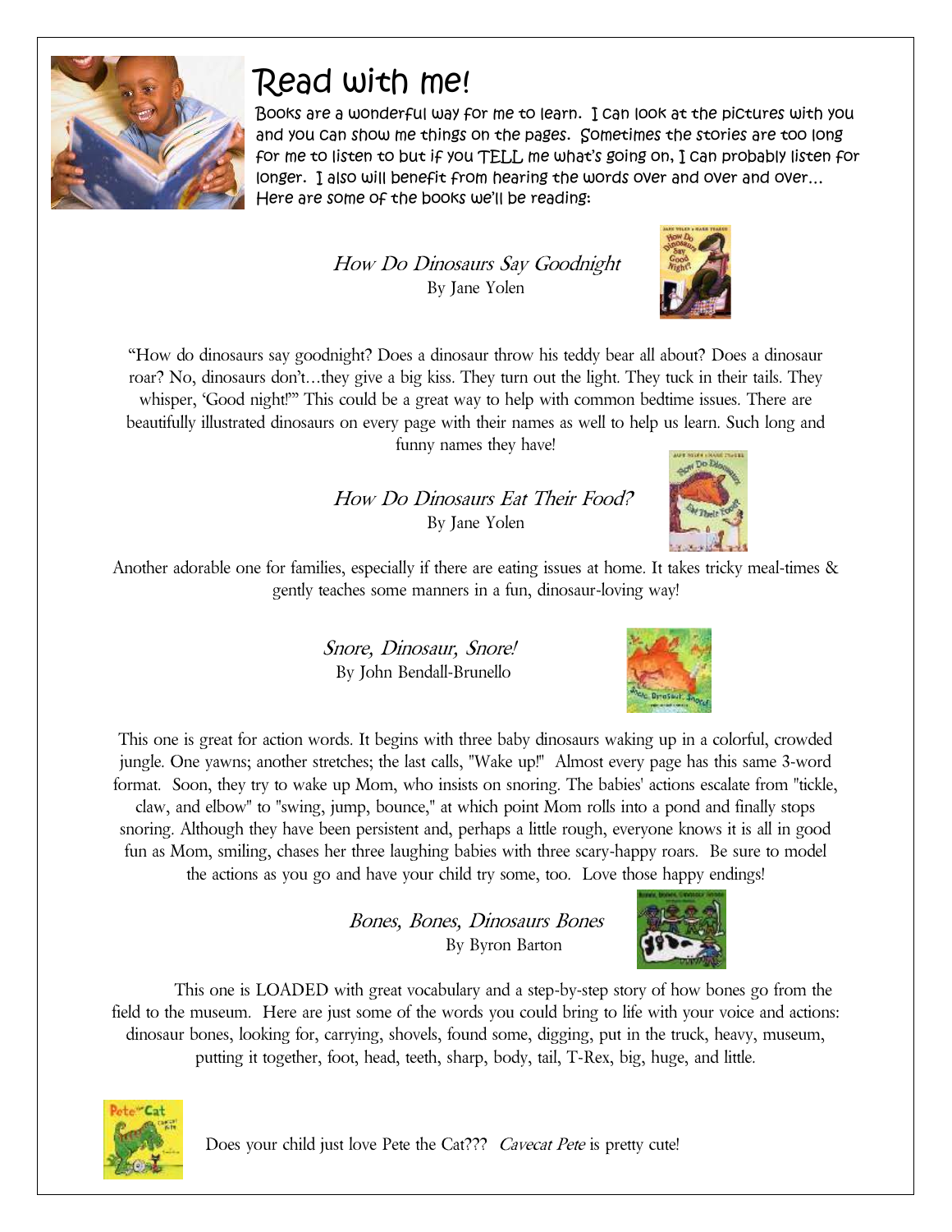# Read with me!

Books are a wonderful way for me to learn. I can look at the pictures with you and you can show me things on the pages. Sometimes the stories are too long for me to listen to but if you TELL me what's going on, I can probably listen for longer. I also will benefit from hearing the words over and over and over… Here are some of the books we'll be reading:

*How Do Dinosaurs Say Goodnight*
By Jane Yolen

"How do dinosaurs say goodnight? Does a dinosaur throw his teddy bear all about? Does a dinosaur roar? No, dinosaurs don't…they give a big kiss. They turn out the light. They tuck in their tails. They whisper, 'Good night!'" This could be a great way to help with common bedtime issues. There are beautifully illustrated dinosaurs on every page with their names as well to help us learn. Such long and funny names they have!

*How Do Dinosaurs Eat Their Food?*
By Jane Yolen

Another adorable one for families, especially if there are eating issues at home. It takes tricky meal-times & gently teaches some manners in a fun, dinosaur-loving way!

*Snore, Dinosaur, Snore!*
By John Bendall-Brunello

This one is great for action words. It begins with three baby dinosaurs waking up in a colorful, crowded jungle. One yawns; another stretches; the last calls, "Wake up!" Almost every page has this same 3-word format. Soon, they try to wake up Mom, who insists on snoring. The babies' actions escalate from "tickle, claw, and elbow" to "swing, jump, bounce," at which point Mom rolls into a pond and finally stops snoring. Although they have been persistent and, perhaps a little rough, everyone knows it is all in good fun as Mom, smiling, chases her three laughing babies with three scary-happy roars. Be sure to model the actions as you go and have your child try some, too. Love those happy endings!

*Bones, Bones, Dinosaurs Bones*
By Byron Barton

This one is LOADED with great vocabulary and a step-by-step story of how bones go from the field to the museum. Here are just some of the words you could bring to life with your voice and actions: dinosaur bones, looking for, carrying, shovels, found some, digging, put in the truck, heavy, museum, putting it together, foot, head, teeth, sharp, body, tail, T-Rex, big, huge, and little.

Does your child just love Pete the Cat??? *Cavecat Pete* is pretty cute!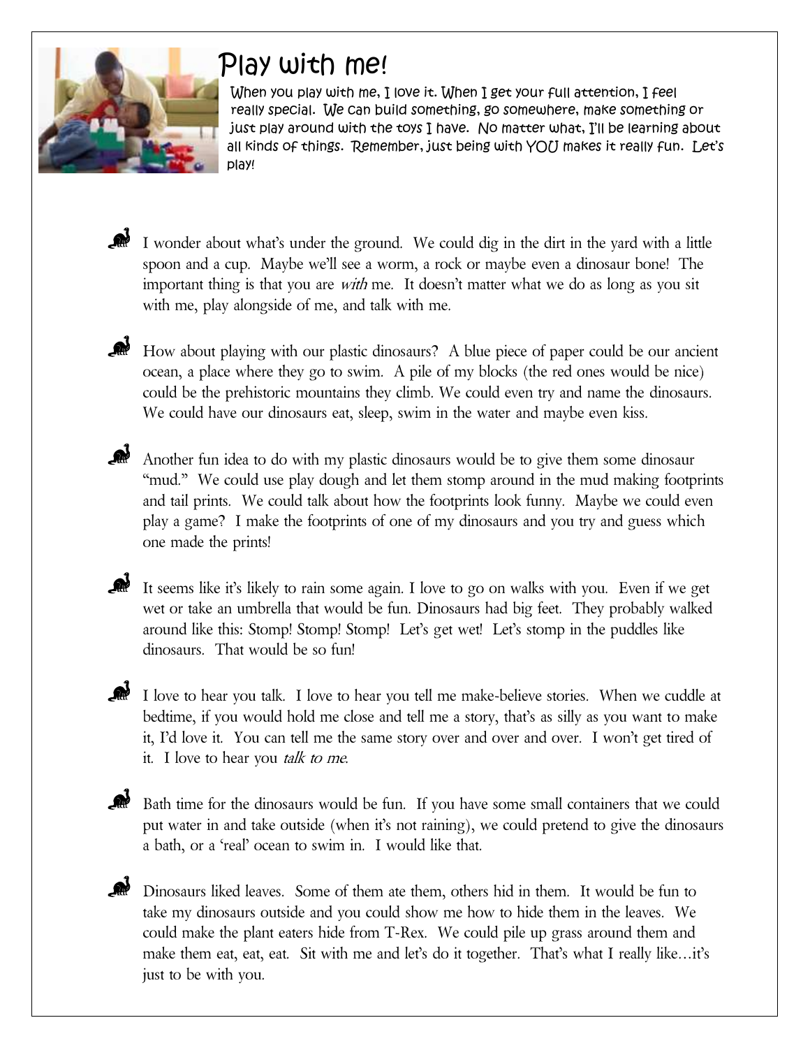# Play with me!

When you play with me, I love it. When I get your full attention, I feel really special. We can build something, go somewhere, make something or just play around with the toys I have. No matter what, I'll be learning about all kinds of things. Remember, just being with YOU makes it really fun. Let's play!

- I wonder about what's under the ground. We could dig in the dirt in the yard with a little spoon and a cup. Maybe we'll see a worm, a rock or maybe even a dinosaur bone! The important thing is that you are *with* me. It doesn't matter what we do as long as you sit with me, play alongside of me, and talk with me.

- How about playing with our plastic dinosaurs? A blue piece of paper could be our ancient ocean, a place where they go to swim. A pile of my blocks (the red ones would be nice) could be the prehistoric mountains they climb. We could even try and name the dinosaurs. We could have our dinosaurs eat, sleep, swim in the water and maybe even kiss.

- Another fun idea to do with my plastic dinosaurs would be to give them some dinosaur "mud." We could use play dough and let them stomp around in the mud making footprints and tail prints. We could talk about how the footprints look funny. Maybe we could even play a game? I make the footprints of one of my dinosaurs and you try and guess which one made the prints!

- It seems like it's likely to rain some again. I love to go on walks with you. Even if we get wet or take an umbrella that would be fun. Dinosaurs had big feet. They probably walked around like this: Stomp! Stomp! Stomp! Let's get wet! Let's stomp in the puddles like dinosaurs. That would be so fun!

- I love to hear you talk. I love to hear you tell me make-believe stories. When we cuddle at bedtime, if you would hold me close and tell me a story, that's as silly as you want to make it, I'd love it. You can tell me the same story over and over and over. I won't get tired of it. I love to hear you *talk to me*.

- Bath time for the dinosaurs would be fun. If you have some small containers that we could put water in and take outside (when it's not raining), we could pretend to give the dinosaurs a bath, or a 'real' ocean to swim in. I would like that.

- Dinosaurs liked leaves. Some of them ate them, others hid in them. It would be fun to take my dinosaurs outside and you could show me how to hide them in the leaves. We could make the plant eaters hide from T-Rex. We could pile up grass around them and make them eat, eat, eat. Sit with me and let's do it together. That's what I really like…it's just to be with you.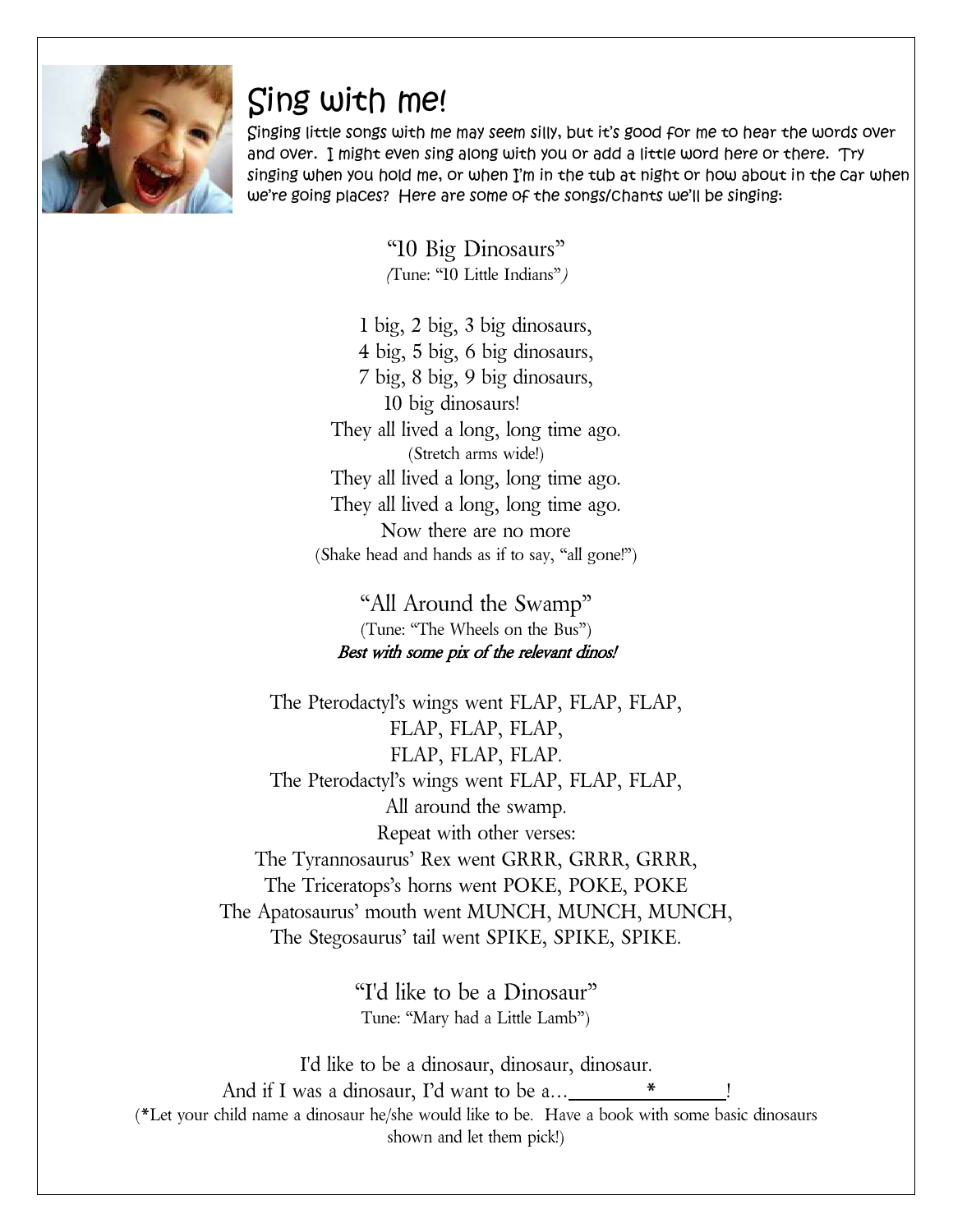# Sing with me!

Singing little songs with me may seem silly, but it's good for me to hear the words over and over. I might even sing along with you or add a little word here or there. Try singing when you hold me, or when I'm in the tub at night or how about in the car when we're going places? Here are some of the songs/chants we'll be singing:

### "10 Big Dinosaurs"

(Tune: "10 Little Indians")

1 big, 2 big, 3 big dinosaurs,
4 big, 5 big, 6 big dinosaurs,
7 big, 8 big, 9 big dinosaurs,
10 big dinosaurs!
They all lived a long, long time ago.
(Stretch arms wide!)
They all lived a long, long time ago.
They all lived a long, long time ago.
Now there are no more
(Shake head and hands as if to say, "all gone!")

### "All Around the Swamp"

(Tune: "The Wheels on the Bus")

*Best with some pix of the relevant dinos!*

The Pterodactyl's wings went FLAP, FLAP, FLAP,
FLAP, FLAP, FLAP,
FLAP, FLAP, FLAP.
The Pterodactyl's wings went FLAP, FLAP, FLAP,
All around the swamp.
Repeat with other verses:
The Tyrannosaurus' Rex went GRRR, GRRR, GRRR,
The Triceratops's horns went POKE, POKE, POKE
The Apatosaurus' mouth went MUNCH, MUNCH, MUNCH,
The Stegosaurus' tail went SPIKE, SPIKE, SPIKE.

### "I'd like to be a Dinosaur"

Tune: "Mary had a Little Lamb")

I'd like to be a dinosaur, dinosaur, dinosaur.
And if I was a dinosaur, I'd want to be a…\_\_\_\_\_\*\_\_\_\_\_!
(*Let your child name a dinosaur he/she would like to be. Have a book with some basic dinosaurs shown and let them pick!)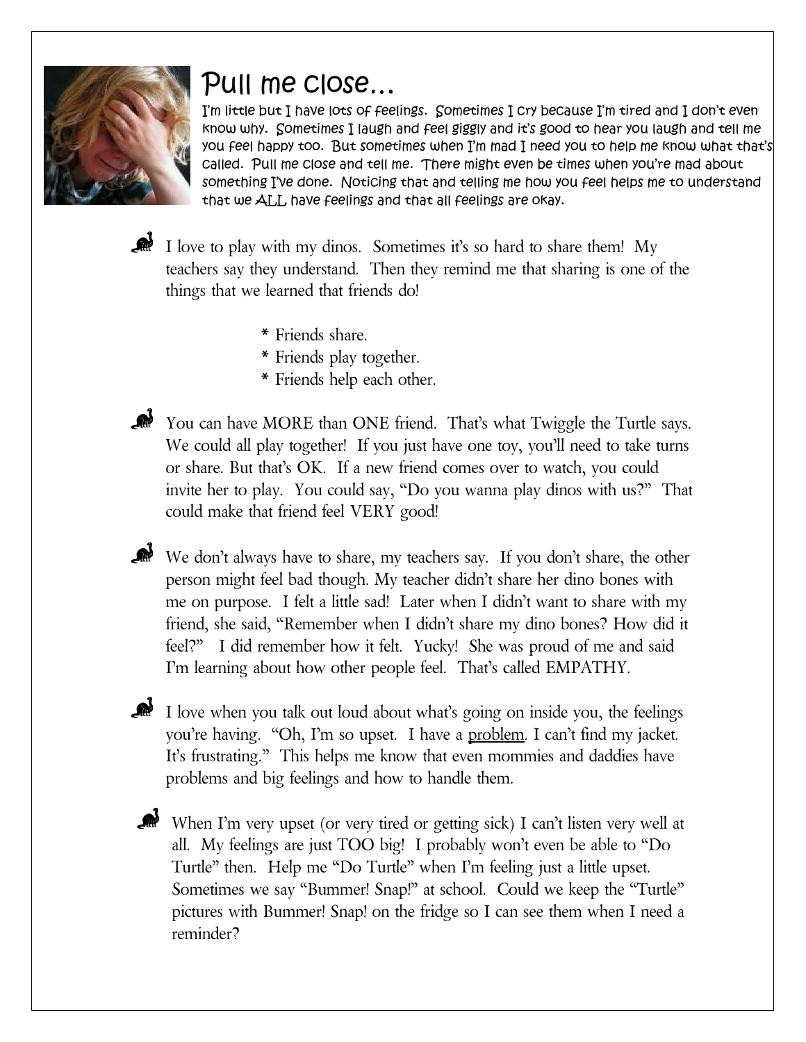# Pull me close…

I'm little but I have lots of feelings. Sometimes I cry because I'm tired and I don't even know why. Sometimes I laugh and feel giggly and it's good to hear you laugh and tell me you feel happy too. But sometimes when I'm mad I need you to help me know what that's called. Pull me close and tell me. There might even be times when you're mad about something I've done. Noticing that and telling me how you feel helps me to understand that we ALL have feelings and that all feelings are okay.

- I love to play with my dinos. Sometimes it's so hard to share them! My teachers say they understand. Then they remind me that sharing is one of the things that we learned that friends do!

  * Friends share.
  * Friends play together.
  * Friends help each other.

- You can have MORE than ONE friend. That's what Twiggle the Turtle says. We could all play together! If you just have one toy, you'll need to take turns or share. But that's OK. If a new friend comes over to watch, you could invite her to play. You could say, "Do you wanna play dinos with us?" That could make that friend feel VERY good!

- We don't always have to share, my teachers say. If you don't share, the other person might feel bad though. My teacher didn't share her dino bones with me on purpose. I felt a little sad! Later when I didn't want to share with my friend, she said, "Remember when I didn't share my dino bones? How did it feel?" I did remember how it felt. Yucky! She was proud of me and said I'm learning about how other people feel. That's called EMPATHY.

- I love when you talk out loud about what's going on inside you, the feelings you're having. "Oh, I'm so upset. I have a <u>problem</u>. I can't find my jacket. It's frustrating." This helps me know that even mommies and daddies have problems and big feelings and how to handle them.

- When I'm very upset (or very tired or getting sick) I can't listen very well at all. My feelings are just TOO big! I probably won't even be able to "Do Turtle" then. Help me "Do Turtle" when I'm feeling just a little upset. Sometimes we say "Bummer! Snap!" at school. Could we keep the "Turtle" pictures with Bummer! Snap! on the fridge so I can see them when I need a reminder?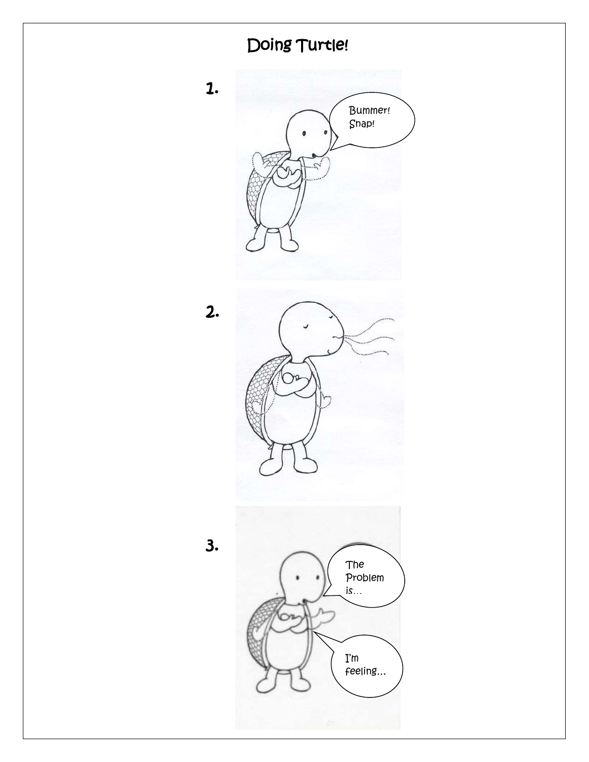# Doing Turtle!

1.

Bummer! Snap!

2.

3.

The Problem is…

I'm feeling…